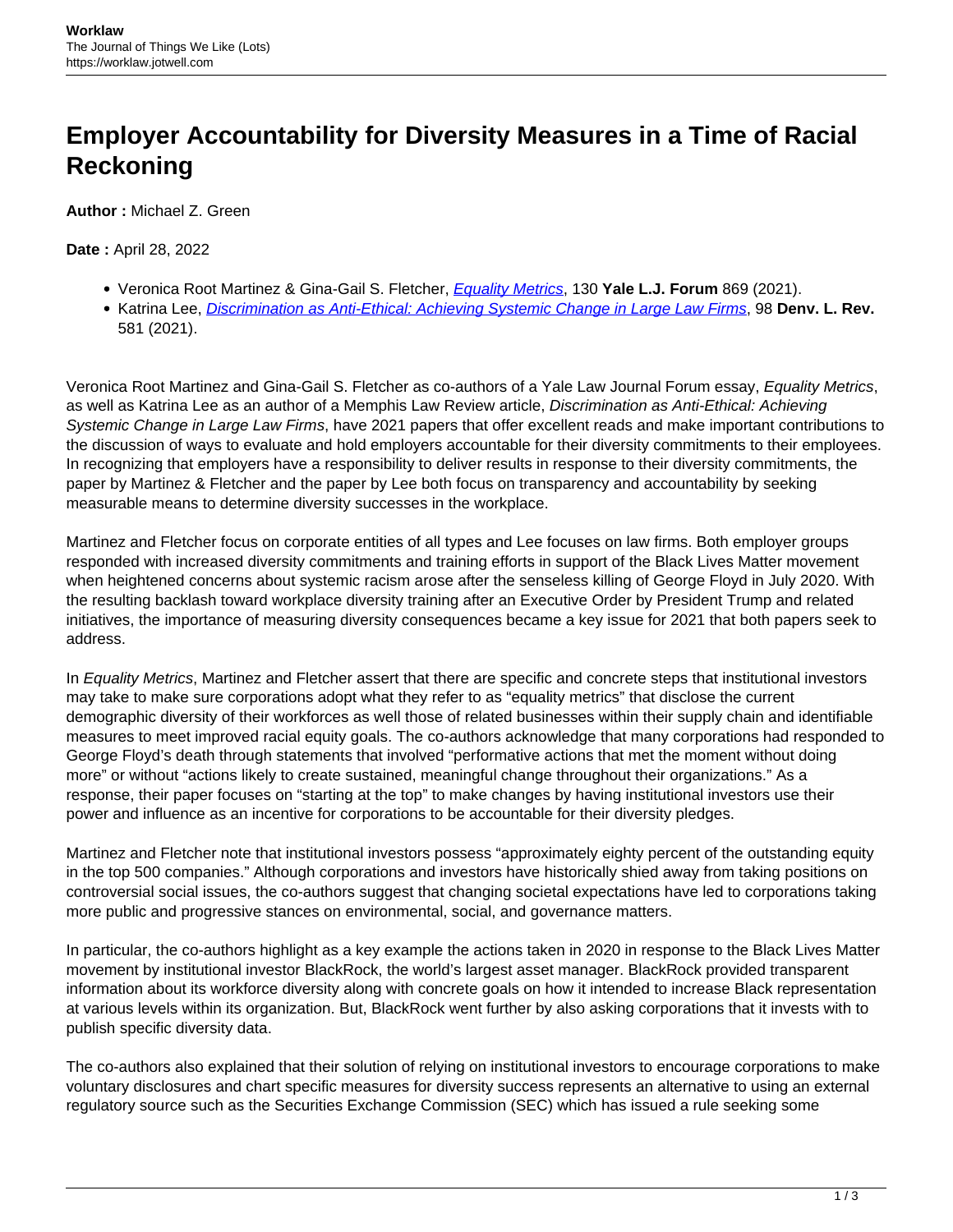# Employer Accountability for Diversity Measures in a Time of Racial Reckoning

**Author :** Michael Z. Green

**Date :** April 28, 2022

- Veronica Root Martinez & Gina-Gail S. Fletcher, *Equality Metrics*, 130 **Yale L.J. Forum** 869 (2021).
- Katrina Lee, *Discrimination as Anti-Ethical: Achieving Systemic Change in Large Law Firms*, 98 **Denv. L. Rev.** 581 (2021).

Veronica Root Martinez and Gina-Gail S. Fletcher as co-authors of a Yale Law Journal Forum essay, *Equality Metrics*, as well as Katrina Lee as an author of a Memphis Law Review article, *Discrimination as Anti-Ethical: Achieving Systemic Change in Large Law Firms*, have 2021 papers that offer excellent reads and make important contributions to the discussion of ways to evaluate and hold employers accountable for their diversity commitments to their employees. In recognizing that employers have a responsibility to deliver results in response to their diversity commitments, the paper by Martinez & Fletcher and the paper by Lee both focus on transparency and accountability by seeking measurable means to determine diversity successes in the workplace.

Martinez and Fletcher focus on corporate entities of all types and Lee focuses on law firms. Both employer groups responded with increased diversity commitments and training efforts in support of the Black Lives Matter movement when heightened concerns about systemic racism arose after the senseless killing of George Floyd in July 2020. With the resulting backlash toward workplace diversity training after an Executive Order by President Trump and related initiatives, the importance of measuring diversity consequences became a key issue for 2021 that both papers seek to address.

In *Equality Metrics*, Martinez and Fletcher assert that there are specific and concrete steps that institutional investors may take to make sure corporations adopt what they refer to as "equality metrics" that disclose the current demographic diversity of their workforces as well those of related businesses within their supply chain and identifiable measures to meet improved racial equity goals. The co-authors acknowledge that many corporations had responded to George Floyd's death through statements that involved "performative actions that met the moment without doing more" or without "actions likely to create sustained, meaningful change throughout their organizations." As a response, their paper focuses on "starting at the top" to make changes by having institutional investors use their power and influence as an incentive for corporations to be accountable for their diversity pledges.

Martinez and Fletcher note that institutional investors possess "approximately eighty percent of the outstanding equity in the top 500 companies." Although corporations and investors have historically shied away from taking positions on controversial social issues, the co-authors suggest that changing societal expectations have led to corporations taking more public and progressive stances on environmental, social, and governance matters.

In particular, the co-authors highlight as a key example the actions taken in 2020 in response to the Black Lives Matter movement by institutional investor BlackRock, the world's largest asset manager. BlackRock provided transparent information about its workforce diversity along with concrete goals on how it intended to increase Black representation at various levels within its organization. But, BlackRock went further by also asking corporations that it invests with to publish specific diversity data.

The co-authors also explained that their solution of relying on institutional investors to encourage corporations to make voluntary disclosures and chart specific measures for diversity success represents an alternative to using an external regulatory source such as the Securities Exchange Commission (SEC) which has issued a rule seeking some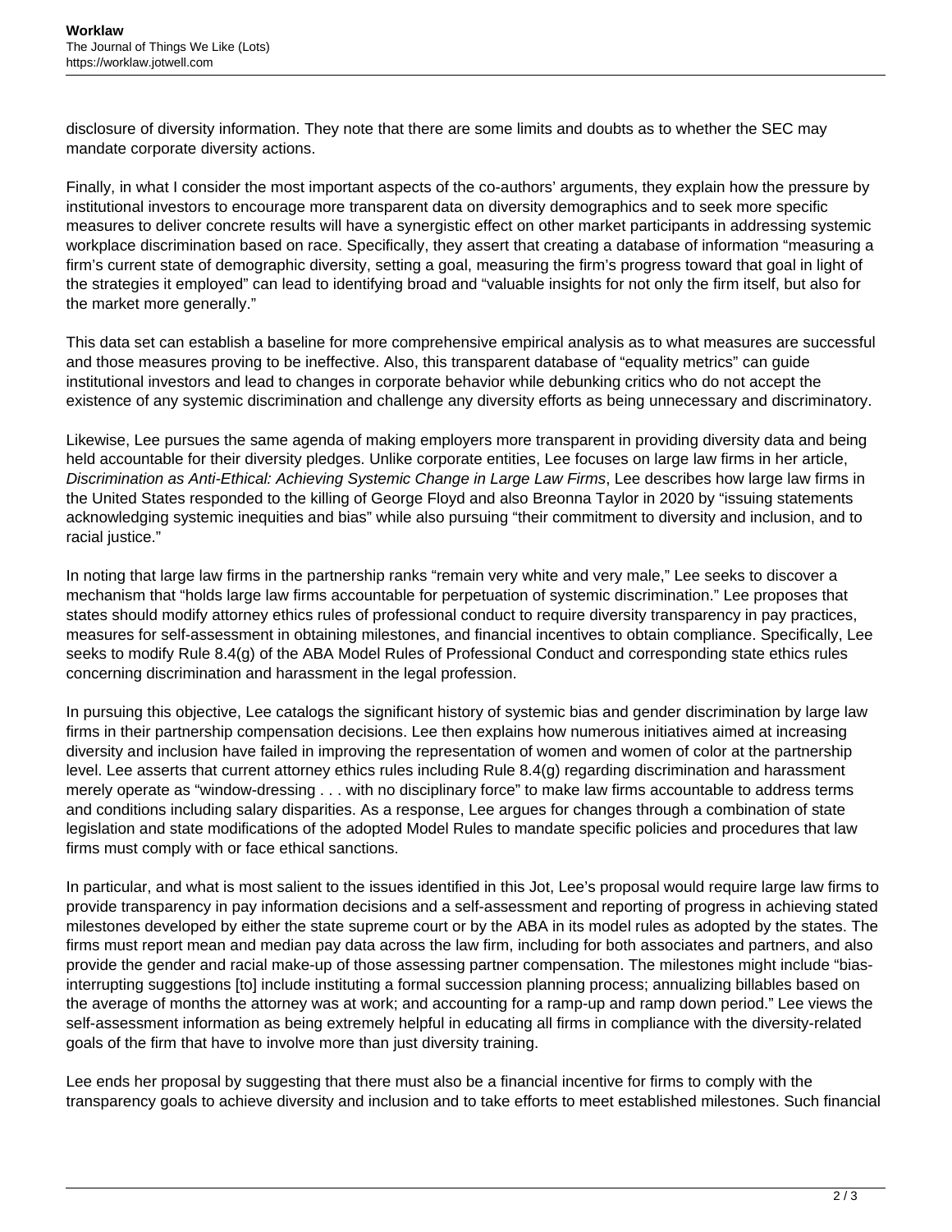disclosure of diversity information. They note that there are some limits and doubts as to whether the SEC may mandate corporate diversity actions.

Finally, in what I consider the most important aspects of the co-authors' arguments, they explain how the pressure by institutional investors to encourage more transparent data on diversity demographics and to seek more specific measures to deliver concrete results will have a synergistic effect on other market participants in addressing systemic workplace discrimination based on race. Specifically, they assert that creating a database of information "measuring a firm's current state of demographic diversity, setting a goal, measuring the firm's progress toward that goal in light of the strategies it employed" can lead to identifying broad and "valuable insights for not only the firm itself, but also for the market more generally."

This data set can establish a baseline for more comprehensive empirical analysis as to what measures are successful and those measures proving to be ineffective. Also, this transparent database of "equality metrics" can guide institutional investors and lead to changes in corporate behavior while debunking critics who do not accept the existence of any systemic discrimination and challenge any diversity efforts as being unnecessary and discriminatory.

Likewise, Lee pursues the same agenda of making employers more transparent in providing diversity data and being held accountable for their diversity pledges. Unlike corporate entities, Lee focuses on large law firms in her article, *Discrimination as Anti-Ethical: Achieving Systemic Change in Large Law Firms*, Lee describes how large law firms in the United States responded to the killing of George Floyd and also Breonna Taylor in 2020 by "issuing statements acknowledging systemic inequities and bias" while also pursuing "their commitment to diversity and inclusion, and to racial justice."

In noting that large law firms in the partnership ranks "remain very white and very male," Lee seeks to discover a mechanism that "holds large law firms accountable for perpetuation of systemic discrimination." Lee proposes that states should modify attorney ethics rules of professional conduct to require diversity transparency in pay practices, measures for self-assessment in obtaining milestones, and financial incentives to obtain compliance. Specifically, Lee seeks to modify Rule 8.4(g) of the ABA Model Rules of Professional Conduct and corresponding state ethics rules concerning discrimination and harassment in the legal profession.

In pursuing this objective, Lee catalogs the significant history of systemic bias and gender discrimination by large law firms in their partnership compensation decisions. Lee then explains how numerous initiatives aimed at increasing diversity and inclusion have failed in improving the representation of women and women of color at the partnership level. Lee asserts that current attorney ethics rules including Rule 8.4(g) regarding discrimination and harassment merely operate as "window-dressing . . . with no disciplinary force" to make law firms accountable to address terms and conditions including salary disparities. As a response, Lee argues for changes through a combination of state legislation and state modifications of the adopted Model Rules to mandate specific policies and procedures that law firms must comply with or face ethical sanctions.

In particular, and what is most salient to the issues identified in this Jot, Lee's proposal would require large law firms to provide transparency in pay information decisions and a self-assessment and reporting of progress in achieving stated milestones developed by either the state supreme court or by the ABA in its model rules as adopted by the states. The firms must report mean and median pay data across the law firm, including for both associates and partners, and also provide the gender and racial make-up of those assessing partner compensation. The milestones might include "bias-interrupting suggestions [to] include instituting a formal succession planning process; annualizing billables based on the average of months the attorney was at work; and accounting for a ramp-up and ramp down period." Lee views the self-assessment information as being extremely helpful in educating all firms in compliance with the diversity-related goals of the firm that have to involve more than just diversity training.

Lee ends her proposal by suggesting that there must also be a financial incentive for firms to comply with the transparency goals to achieve diversity and inclusion and to take efforts to meet established milestones. Such financial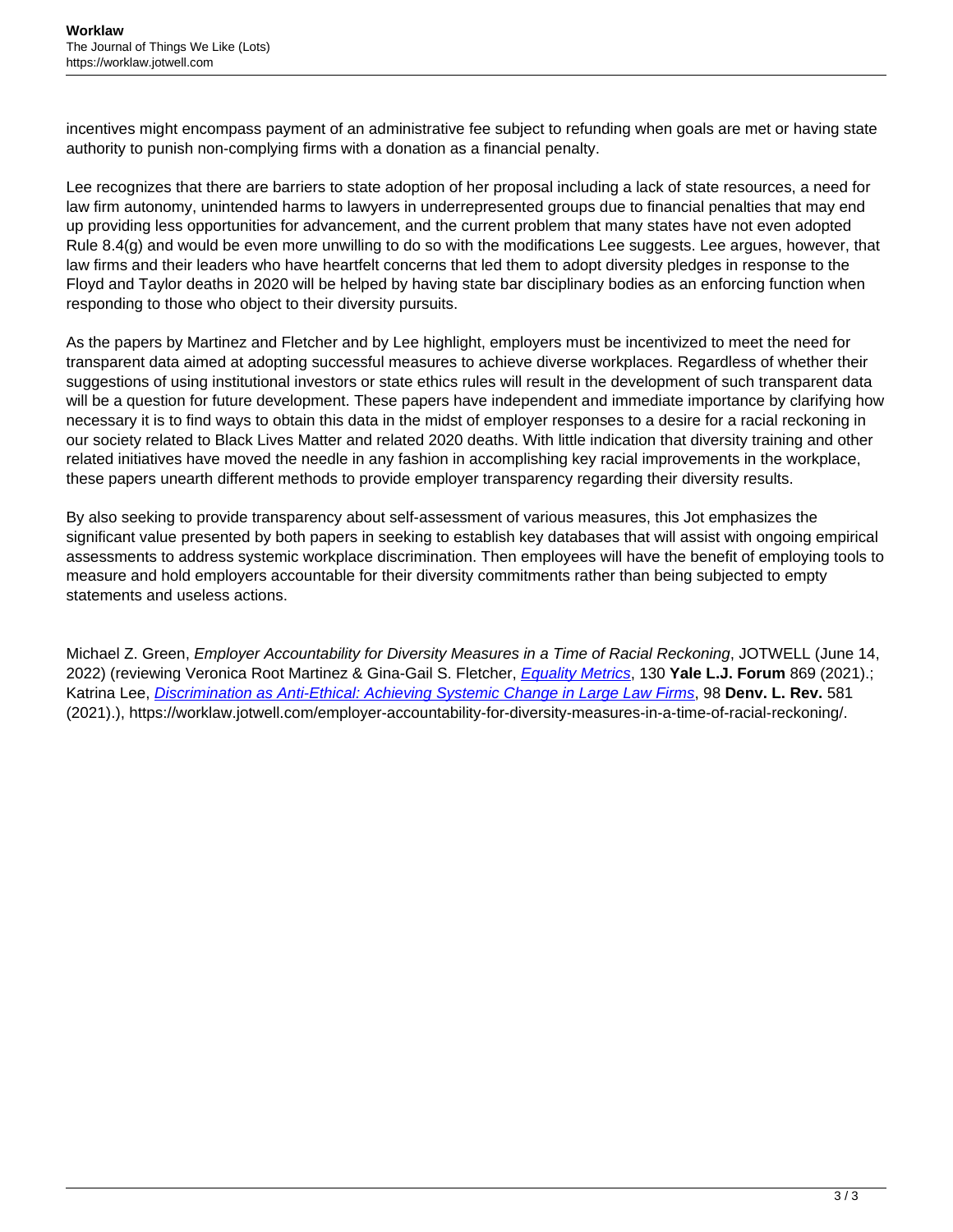incentives might encompass payment of an administrative fee subject to refunding when goals are met or having state authority to punish non-complying firms with a donation as a financial penalty.

Lee recognizes that there are barriers to state adoption of her proposal including a lack of state resources, a need for law firm autonomy, unintended harms to lawyers in underrepresented groups due to financial penalties that may end up providing less opportunities for advancement, and the current problem that many states have not even adopted Rule 8.4(g) and would be even more unwilling to do so with the modifications Lee suggests. Lee argues, however, that law firms and their leaders who have heartfelt concerns that led them to adopt diversity pledges in response to the Floyd and Taylor deaths in 2020 will be helped by having state bar disciplinary bodies as an enforcing function when responding to those who object to their diversity pursuits.

As the papers by Martinez and Fletcher and by Lee highlight, employers must be incentivized to meet the need for transparent data aimed at adopting successful measures to achieve diverse workplaces. Regardless of whether their suggestions of using institutional investors or state ethics rules will result in the development of such transparent data will be a question for future development. These papers have independent and immediate importance by clarifying how necessary it is to find ways to obtain this data in the midst of employer responses to a desire for a racial reckoning in our society related to Black Lives Matter and related 2020 deaths. With little indication that diversity training and other related initiatives have moved the needle in any fashion in accomplishing key racial improvements in the workplace, these papers unearth different methods to provide employer transparency regarding their diversity results.

By also seeking to provide transparency about self-assessment of various measures, this Jot emphasizes the significant value presented by both papers in seeking to establish key databases that will assist with ongoing empirical assessments to address systemic workplace discrimination. Then employees will have the benefit of employing tools to measure and hold employers accountable for their diversity commitments rather than being subjected to empty statements and useless actions.

Michael Z. Green, *Employer Accountability for Diversity Measures in a Time of Racial Reckoning*, JOTWELL (June 14, 2022) (reviewing Veronica Root Martinez & Gina-Gail S. Fletcher, *Equality Metrics*, 130 **Yale L.J. Forum** 869 (2021).; Katrina Lee, *Discrimination as Anti-Ethical: Achieving Systemic Change in Large Law Firms*, 98 **Denv. L. Rev.** 581 (2021).), https://worklaw.jotwell.com/employer-accountability-for-diversity-measures-in-a-time-of-racial-reckoning/.